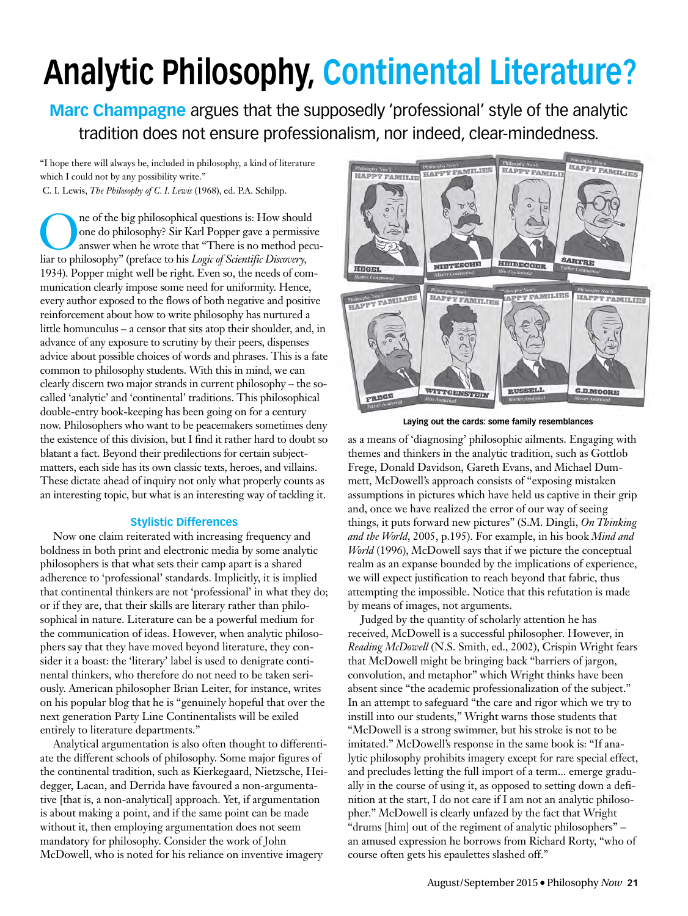# Analytic Philosophy, Continental Literature?

**Marc Champagne** argues that the supposedly 'professional' style of the analytic tradition does not ensure professionalism, nor indeed, clear-mindedness.

"I hope there will always be, included in philosophy, a kind of literature which I could not by any possibility write."
C. I. Lewis, *The Philosophy of C. I. Lewis* (1968), ed. P.A. Schilpp.

One of the big philosophical questions is: How should one do philosophy? Sir Karl Popper gave a permissive answer when he wrote that "There is no method peculiar to philosophy" (preface to his *Logic of Scientific Discovery*, 1934). Popper might well be right. Even so, the needs of communication clearly impose some need for uniformity. Hence, every author exposed to the flows of both negative and positive reinforcement about how to write philosophy has nurtured a little homunculus – a censor that sits atop their shoulder, and, in advance of any exposure to scrutiny by their peers, dispenses advice about possible choices of words and phrases. This is a fate common to philosophy students. With this in mind, we can clearly discern two major strands in current philosophy – the so-called 'analytic' and 'continental' traditions. This philosophical double-entry book-keeping has been going on for a century now. Philosophers who want to be peacemakers sometimes deny the existence of this division, but I find it rather hard to doubt so blatant a fact. Beyond their predilections for certain subject-matters, each side has its own classic texts, heroes, and villains. These dictate ahead of inquiry not only what properly counts as an interesting topic, but what is an interesting way of tackling it.

### Stylistic Differences

Now one claim reiterated with increasing frequency and boldness in both print and electronic media by some analytic philosophers is that what sets their camp apart is a shared adherence to 'professional' standards. Implicitly, it is implied that continental thinkers are not 'professional' in what they do; or if they are, that their skills are literary rather than philosophical in nature. Literature can be a powerful medium for the communication of ideas. However, when analytic philosophers say that they have moved beyond literature, they consider it a boast: the 'literary' label is used to denigrate continental thinkers, who therefore do not need to be taken seriously. American philosopher Brian Leiter, for instance, writes on his popular blog that he is "genuinely hopeful that over the next generation Party Line Continentalists will be exiled entirely to literature departments."

Analytical argumentation is also often thought to differentiate the different schools of philosophy. Some major figures of the continental tradition, such as Kierkegaard, Nietzsche, Heidegger, Lacan, and Derrida have favoured a non-argumentative [that is, a non-analytical] approach. Yet, if argumentation is about making a point, and if the same point can be made without it, then employing argumentation does not seem mandatory for philosophy. Consider the work of John McDowell, who is noted for his reliance on inventive imagery as a means of 'diagnosing' philosophic ailments. Engaging with themes and thinkers in the analytic tradition, such as Gottlob Frege, Donald Davidson, Gareth Evans, and Michael Dummett, McDowell's approach consists of "exposing mistaken assumptions in pictures which have held us captive in their grip and, once we have realized the error of our way of seeing things, it puts forward new pictures" (S.M. Dingli, *On Thinking and the World*, 2005, p.195). For example, in his book *Mind and World* (1996), McDowell says that if we picture the conceptual realm as an expanse bounded by the implications of experience, we will expect justification to reach beyond that fabric, thus attempting the impossible. Notice that this refutation is made by means of images, not arguments.

Judged by the quantity of scholarly attention he has received, McDowell is a successful philosopher. However, in *Reading McDowell* (N.S. Smith, ed., 2002), Crispin Wright fears that McDowell might be bringing back "barriers of jargon, convolution, and metaphor" which Wright thinks have been absent since "the academic professionalization of the subject." In an attempt to safeguard "the care and rigor which we try to instill into our students," Wright warns those students that "McDowell is a strong swimmer, but his stroke is not to be imitated." McDowell's response in the same book is: "If analytic philosophy prohibits imagery except for rare special effect, and precludes letting the full import of a term... emerge gradually in the course of using it, as opposed to setting down a definition at the start, I do not care if I am not an analytic philosopher." McDowell is clearly unfazed by the fact that Wright "drums [him] out of the regiment of analytic philosophers" – an amused expression he borrows from Richard Rorty, "who of course often gets his epaulettes slashed off."

Laying out the cards: some family resemblances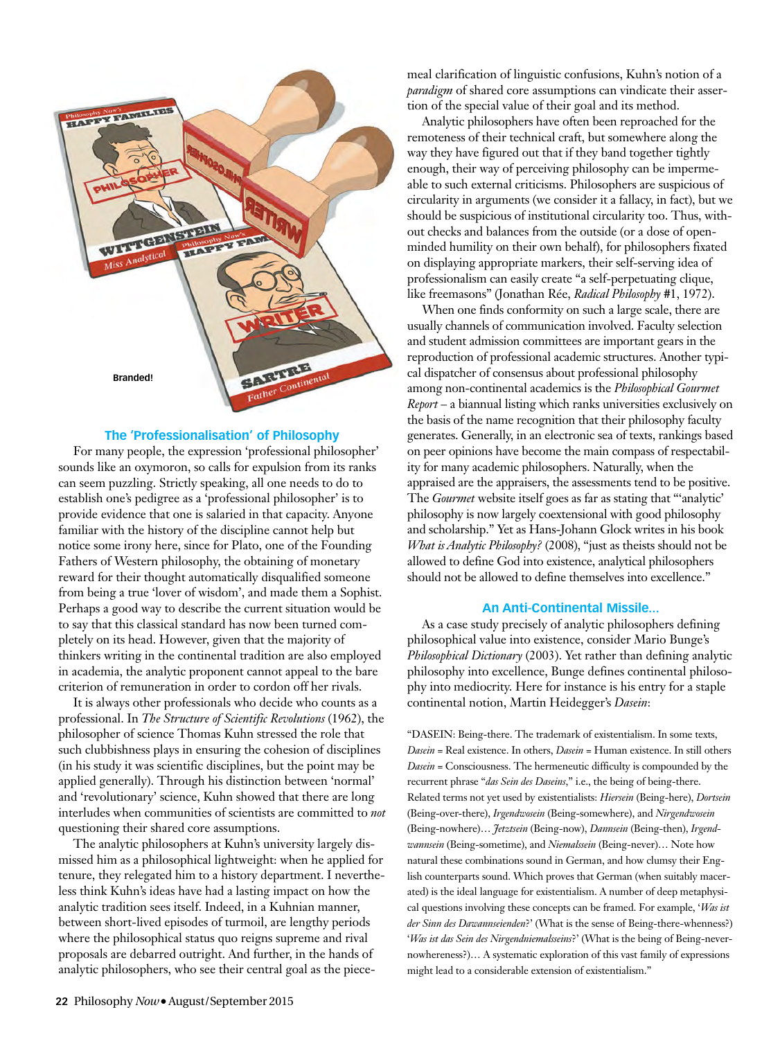Branded!

## The 'Professionalisation' of Philosophy

For many people, the expression 'professional philosopher' sounds like an oxymoron, so calls for expulsion from its ranks can seem puzzling. Strictly speaking, all one needs to do to establish one's pedigree as a 'professional philosopher' is to provide evidence that one is salaried in that capacity. Anyone familiar with the history of the discipline cannot help but notice some irony here, since for Plato, one of the Founding Fathers of Western philosophy, the obtaining of monetary reward for their thought automatically disqualified someone from being a true 'lover of wisdom', and made them a Sophist. Perhaps a good way to describe the current situation would be to say that this classical standard has now been turned completely on its head. However, given that the majority of thinkers writing in the continental tradition are also employed in academia, the analytic proponent cannot appeal to the bare criterion of remuneration in order to cordon off her rivals.

It is always other professionals who decide who counts as a professional. In *The Structure of Scientific Revolutions* (1962), the philosopher of science Thomas Kuhn stressed the role that such clubbishness plays in ensuring the cohesion of disciplines (in his study it was scientific disciplines, but the point may be applied generally). Through his distinction between 'normal' and 'revolutionary' science, Kuhn showed that there are long interludes when communities of scientists are committed to *not* questioning their shared core assumptions.

The analytic philosophers at Kuhn's university largely dismissed him as a philosophical lightweight: when he applied for tenure, they relegated him to a history department. I nevertheless think Kuhn's ideas have had a lasting impact on how the analytic tradition sees itself. Indeed, in a Kuhnian manner, between short-lived episodes of turmoil, are lengthy periods where the philosophical status quo reigns supreme and rival proposals are debarred outright. And further, in the hands of analytic philosophers, who see their central goal as the piecemeal clarification of linguistic confusions, Kuhn's notion of a *paradigm* of shared core assumptions can vindicate their assertion of the special value of their goal and its method.

Analytic philosophers have often been reproached for the remoteness of their technical craft, but somewhere along the way they have figured out that if they band together tightly enough, their way of perceiving philosophy can be impermeable to such external criticisms. Philosophers are suspicious of circularity in arguments (we consider it a fallacy, in fact), but we should be suspicious of institutional circularity too. Thus, without checks and balances from the outside (or a dose of open-minded humility on their own behalf), for philosophers fixated on displaying appropriate markers, their self-serving idea of professionalism can easily create "a self-perpetuating clique, like freemasons" (Jonathan Rée, *Radical Philosophy* #1, 1972).

When one finds conformity on such a large scale, there are usually channels of communication involved. Faculty selection and student admission committees are important gears in the reproduction of professional academic structures. Another typical dispatcher of consensus about professional philosophy among non-continental academics is the *Philosophical Gourmet Report* – a biannual listing which ranks universities exclusively on the basis of the name recognition that their philosophy faculty generates. Generally, in an electronic sea of texts, rankings based on peer opinions have become the main compass of respectability for many academic philosophers. Naturally, when the appraised are the appraisers, the assessments tend to be positive. The *Gourmet* website itself goes as far as stating that "'analytic' philosophy is now largely coextensional with good philosophy and scholarship." Yet as Hans-Johann Glock writes in his book *What is Analytic Philosophy?* (2008), "just as theists should not be allowed to define God into existence, analytical philosophers should not be allowed to define themselves into excellence."

## An Anti-Continental Missile...

As a case study precisely of analytic philosophers defining philosophical value into existence, consider Mario Bunge's *Philosophical Dictionary* (2003). Yet rather than defining analytic philosophy into excellence, Bunge defines continental philosophy into mediocrity. Here for instance is his entry for a staple continental notion, Martin Heidegger's *Dasein*:

"DASEIN: Being-there. The trademark of existentialism. In some texts, *Dasein* = Real existence. In others, *Dasein* = Human existence. In still others *Dasein* = Consciousness. The hermeneutic difficulty is compounded by the recurrent phrase "*das Sein des Daseins*," i.e., the being of being-there. Related terms not yet used by existentialists: *Hiersein* (Being-here), *Dortsein* (Being-over-there), *Irgendwosein* (Being-somewhere), and *Nirgendwosein* (Being-nowhere)... *Jetztsein* (Being-now), *Dannsein* (Being-then), *Irgendwannsein* (Being-sometime), and *Niemalssein* (Being-never)... Note how natural these combinations sound in German, and how clumsy their English counterparts sound. Which proves that German (when suitably macerated) is the ideal language for existentialism. A number of deep metaphysical questions involving these concepts can be framed. For example, '*Was ist der Sinn des Dawannseienden*?' (What is the sense of Being-there-whenness?) '*Was ist das Sein des Nirgendniemalsseins*?' (What is the being of Being-never-nowhereness?)... A systematic exploration of this vast family of expressions might lead to a considerable extension of existentialism."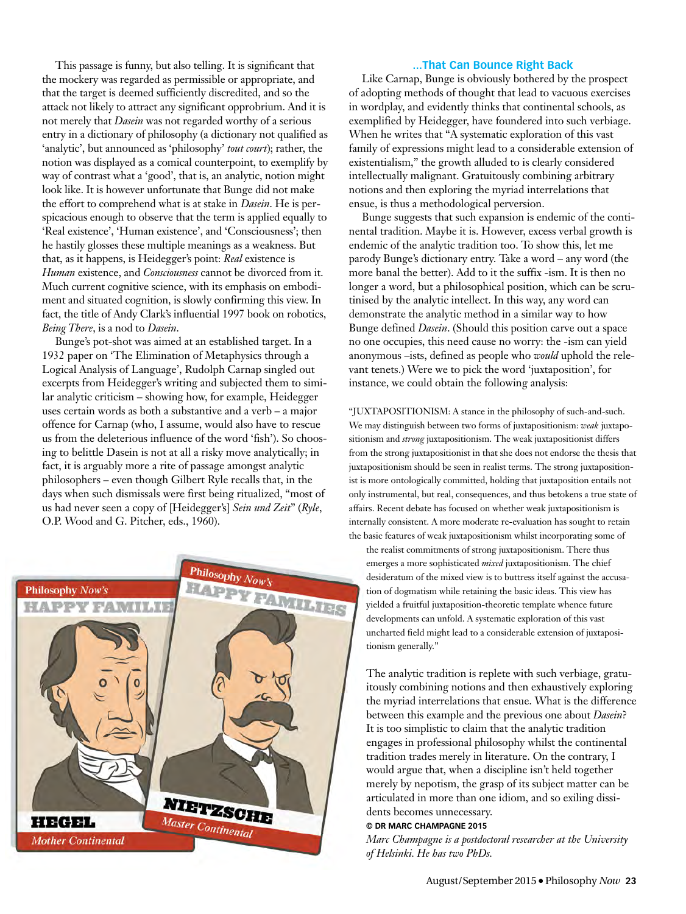This passage is funny, but also telling. It is significant that the mockery was regarded as permissible or appropriate, and that the target is deemed sufficiently discredited, and so the attack not likely to attract any significant opprobrium. And it is not merely that *Dasein* was not regarded worthy of a serious entry in a dictionary of philosophy (a dictionary not qualified as 'analytic', but announced as 'philosophy' *tout court*); rather, the notion was displayed as a comical counterpoint, to exemplify by way of contrast what a 'good', that is, an analytic, notion might look like. It is however unfortunate that Bunge did not make the effort to comprehend what is at stake in *Dasein*. He is perspicacious enough to observe that the term is applied equally to 'Real existence', 'Human existence', and 'Consciousness'; then he hastily glosses these multiple meanings as a weakness. But that, as it happens, is Heidegger's point: *Real* existence is *Human* existence, and *Consciousness* cannot be divorced from it. Much current cognitive science, with its emphasis on embodiment and situated cognition, is slowly confirming this view. In fact, the title of Andy Clark's influential 1997 book on robotics, *Being There*, is a nod to *Dasein*.

Bunge's pot-shot was aimed at an established target. In a 1932 paper on 'The Elimination of Metaphysics through a Logical Analysis of Language', Rudolph Carnap singled out excerpts from Heidegger's writing and subjected them to similar analytic criticism – showing how, for example, Heidegger uses certain words as both a substantive and a verb – a major offence for Carnap (who, I assume, would also have to rescue us from the deleterious influence of the word 'fish'). So choosing to belittle Dasein is not at all a risky move analytically; in fact, it is arguably more a rite of passage amongst analytic philosophers – even though Gilbert Ryle recalls that, in the days when such dismissals were first being ritualized, "most of us had never seen a copy of [Heidegger's] *Sein und Zeit*" (*Ryle*, O.P. Wood and G. Pitcher, eds., 1960).

Philosophy *Now's* HAPPY FAMILIES
HEGEL
*Mother Continental*

Philosophy *Now's* HAPPY FAMILIES
NIETZSCHE
*Master Continental*

### ...That Can Bounce Right Back

Like Carnap, Bunge is obviously bothered by the prospect of adopting methods of thought that lead to vacuous exercises in wordplay, and evidently thinks that continental schools, as exemplified by Heidegger, have foundered into such verbiage. When he writes that "A systematic exploration of this vast family of expressions might lead to a considerable extension of existentialism," the growth alluded to is clearly considered intellectually malignant. Gratuitously combining arbitrary notions and then exploring the myriad interrelations that ensue, is thus a methodological perversion.

Bunge suggests that such expansion is endemic of the continental tradition. Maybe it is. However, excess verbal growth is endemic of the analytic tradition too. To show this, let me parody Bunge's dictionary entry. Take a word – any word (the more banal the better). Add to it the suffix -ism. It is then no longer a word, but a philosophical position, which can be scrutinised by the analytic intellect. In this way, any word can demonstrate the analytic method in a similar way to how Bunge defined *Dasein*. (Should this position carve out a space no one occupies, this need cause no worry: the -ism can yield anonymous –ists, defined as people who *would* uphold the relevant tenets.) Were we to pick the word 'juxtaposition', for instance, we could obtain the following analysis:

"JUXTAPOSITIONISM: A stance in the philosophy of such-and-such. We may distinguish between two forms of juxtapositionism: *weak* juxtapositionism and *strong* juxtapositionism. The weak juxtapositionist differs from the strong juxtapositionist in that she does not endorse the thesis that juxtapositionism should be seen in realist terms. The strong juxtapositionist is more ontologically committed, holding that juxtaposition entails not only instrumental, but real, consequences, and thus betokens a true state of affairs. Recent debate has focused on whether weak juxtapositionism is internally consistent. A more moderate re-evaluation has sought to retain the basic features of weak juxtapositionism whilst incorporating some of the realist commitments of strong juxtapositionism. There thus emerges a more sophisticated *mixed* juxtapositionism. The chief desideratum of the mixed view is to buttress itself against the accusation of dogmatism while retaining the basic ideas. This view has yielded a fruitful juxtaposition-theoretic template whence future developments can unfold. A systematic exploration of this vast uncharted field might lead to a considerable extension of juxtapositionism generally."

The analytic tradition is replete with such verbiage, gratuitously combining notions and then exhaustively exploring the myriad interrelations that ensue. What is the difference between this example and the previous one about *Dasein*? It is too simplistic to claim that the analytic tradition engages in professional philosophy whilst the continental tradition trades merely in literature. On the contrary, I would argue that, when a discipline isn't held together merely by nepotism, the grasp of its subject matter can be articulated in more than one idiom, and so exiling dissidents becomes unnecessary.

**© DR MARC CHAMPAGNE 2015**

*Marc Champagne is a postdoctoral researcher at the University of Helsinki. He has two PhDs.*